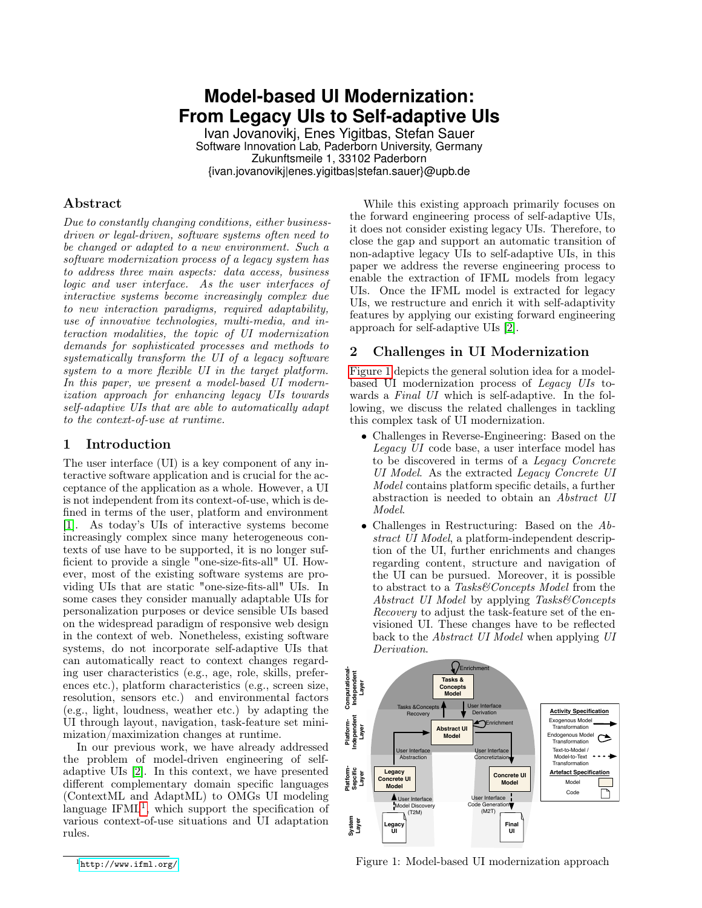# Model-based UI Modernization: From Legacy UIs to Self-adaptive UIs

Ivan Jovanovikj, Enes Yigitbas, Stefan Sauer
Software Innovation Lab, Paderborn University, Germany
Zukunftsmeile 1, 33102 Paderborn
{ivan.jovanovikj|enes.yigitbas|stefan.sauer}@upb.de

## Abstract

*Due to constantly changing conditions, either business-driven or legal-driven, software systems often need to be changed or adapted to a new environment. Such a software modernization process of a legacy system has to address three main aspects: data access, business logic and user interface. As the user interfaces of interactive systems become increasingly complex due to new interaction paradigms, required adaptability, use of innovative technologies, multi-media, and interaction modalities, the topic of UI modernization demands for sophisticated processes and methods to systematically transform the UI of a legacy software system to a more flexible UI in the target platform. In this paper, we present a model-based UI modernization approach for enhancing legacy UIs towards self-adaptive UIs that are able to automatically adapt to the context-of-use at runtime.*

## 1 Introduction

The user interface (UI) is a key component of any interactive software application and is crucial for the acceptance of the application as a whole. However, a UI is not independent from its context-of-use, which is defined in terms of the user, platform and environment [1]. As today's UIs of interactive systems become increasingly complex since many heterogeneous contexts of use have to be supported, it is no longer sufficient to provide a single "one-size-fits-all" UI. However, most of the existing software systems are providing UIs that are static "one-size-fits-all" UIs. In some cases they consider manually adaptable UIs for personalization purposes or device sensible UIs based on the widespread paradigm of responsive web design in the context of web. Nonetheless, existing software systems, do not incorporate self-adaptive UIs that can automatically react to context changes regarding user characteristics (e.g., age, role, skills, preferences etc.), platform characteristics (e.g., screen size, resolution, sensors etc.) and environmental factors (e.g., light, loudness, weather etc.) by adapting the UI through layout, navigation, task-feature set minimization/maximization changes at runtime.

In our previous work, we have already addressed the problem of model-driven engineering of self-adaptive UIs [2]. In this context, we have presented different complementary domain specific languages (ContextML and AdaptML) to OMGs UI modeling language IFML[1], which support the specification of various context-of-use situations and UI adaptation rules.

While this existing approach primarily focuses on the forward engineering process of self-adaptive UIs, it does not consider existing legacy UIs. Therefore, to close the gap and support an automatic transition of non-adaptive legacy UIs to self-adaptive UIs, in this paper we address the reverse engineering process to enable the extraction of IFML models from legacy UIs. Once the IFML model is extracted for legacy UIs, we restructure and enrich it with self-adaptivity features by applying our existing forward engineering approach for self-adaptive UIs [2].

## 2 Challenges in UI Modernization

Figure 1 depicts the general solution idea for a model-based UI modernization process of *Legacy UIs* towards a *Final UI* which is self-adaptive. In the following, we discuss the related challenges in tackling this complex task of UI modernization.

- Challenges in Reverse-Engineering: Based on the *Legacy UI* code base, a user interface model has to be discovered in terms of a *Legacy Concrete UI Model*. As the extracted *Legacy Concrete UI Model* contains platform specific details, a further abstraction is needed to obtain an *Abstract UI Model*.
- Challenges in Restructuring: Based on the *Abstract UI Model*, a platform-independent description of the UI, further enrichments and changes regarding content, structure and navigation of the UI can be pursued. Moreover, it is possible to abstract to a *Tasks&Concepts Model* from the *Abstract UI Model* by applying *Tasks&Concepts Recovery* to adjust the task-feature set of the envisioned UI. These changes have to be reflected back to the *Abstract UI Model* when applying *UI Derivation*.

Figure 1: Model-based UI modernization approach

[1] http://www.ifml.org/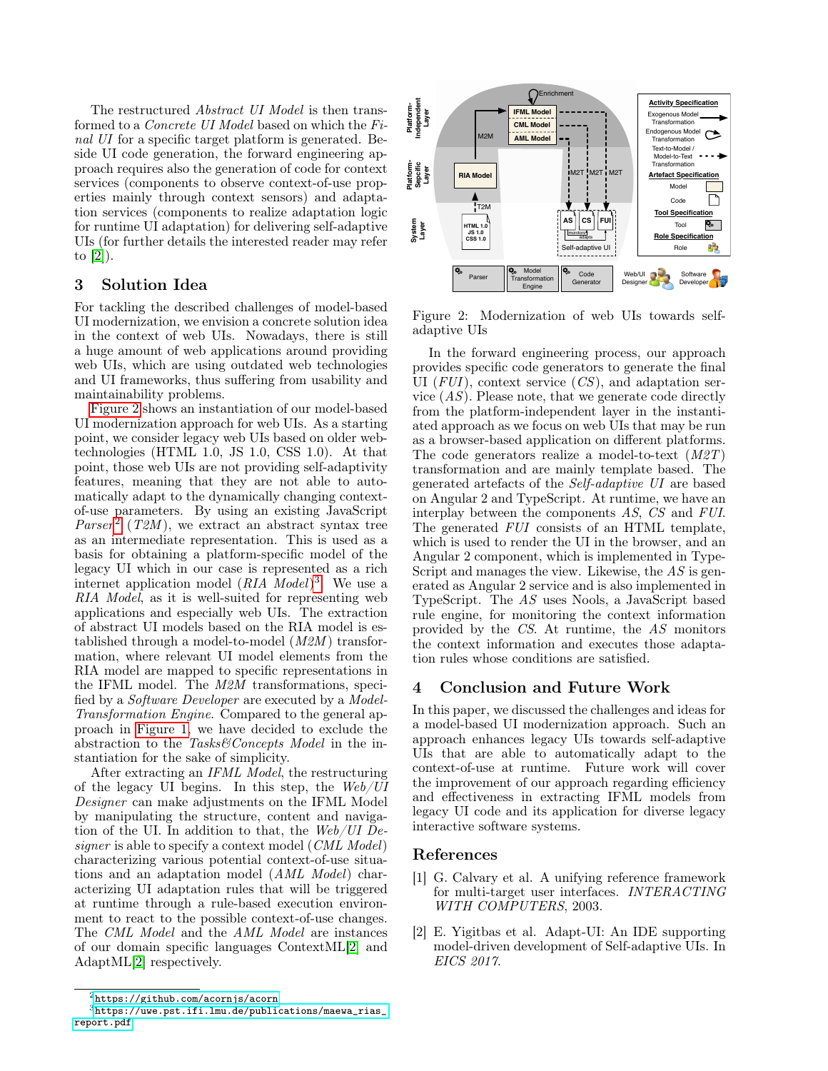The restructured *Abstract UI Model* is then transformed to a *Concrete UI Model* based on which the *Final UI* for a specific target platform is generated. Beside UI code generation, the forward engineering approach requires also the generation of code for context services (components to observe context-of-use properties mainly through context sensors) and adaptation services (components to realize adaptation logic for runtime UI adaptation) for delivering self-adaptive UIs (for further details the interested reader may refer to [2]).

## 3 Solution Idea

For tackling the described challenges of model-based UI modernization, we envision a concrete solution idea in the context of web UIs. Nowadays, there is still a huge amount of web applications around providing web UIs, which are using outdated web technologies and UI frameworks, thus suffering from usability and maintainability problems.

Figure 2 shows an instantiation of our model-based UI modernization approach for web UIs. As a starting point, we consider legacy web UIs based on older web-technologies (HTML 1.0, JS 1.0, CSS 1.0). At that point, those web UIs are not providing self-adaptivity features, meaning that they are not able to automatically adapt to the dynamically changing context-of-use parameters. By using an existing JavaScript *Parser*[2] (*T2M*), we extract an abstract syntax tree as an intermediate representation. This is used as a basis for obtaining a platform-specific model of the legacy UI which in our case is represented as a rich internet application model (*RIA Model*)[3]. We use a *RIA Model*, as it is well-suited for representing web applications and especially web UIs. The extraction of abstract UI models based on the RIA model is established through a model-to-model (*M2M*) transformation, where relevant UI model elements from the RIA model are mapped to specific representations in the IFML model. The *M2M* transformations, specified by a *Software Developer* are executed by a *Model-Transformation Engine*. Compared to the general approach in Figure 1, we have decided to exclude the abstraction to the *Tasks&Concepts Model* in the instantiation for the sake of simplicity.

After extracting an *IFML Model*, the restructuring of the legacy UI begins. In this step, the *Web/UI Designer* can make adjustments on the IFML Model by manipulating the structure, content and navigation of the UI. In addition to that, the *Web/UI Designer* is able to specify a context model (*CML Model*) characterizing various potential context-of-use situations and an adaptation model (*AML Model*) characterizing UI adaptation rules that will be triggered at runtime through a rule-based execution environment to react to the possible context-of-use changes. The *CML Model* and the *AML Model* are instances of our domain specific languages ContextML[2] and AdaptML[2] respectively.

[2] https://github.com/acornjs/acorn

[3] https://uwe.pst.ifi.lmu.de/publications/maewa_rias_report.pdf

Figure 2: Modernization of web UIs towards self-adaptive UIs

In the forward engineering process, our approach provides specific code generators to generate the final UI (*FUI*), context service (*CS*), and adaptation service (*AS*). Please note, that we generate code directly from the platform-independent layer in the instantiated approach as we focus on web UIs that may be run as a browser-based application on different platforms. The code generators realize a model-to-text (*M2T*) transformation and are mainly template based. The generated artefacts of the *Self-adaptive UI* are based on Angular 2 and TypeScript. At runtime, we have an interplay between the components *AS*, *CS* and *FUI*. The generated *FUI* consists of an HTML template, which is used to render the UI in the browser, and an Angular 2 component, which is implemented in TypeScript and manages the view. Likewise, the *AS* is generated as Angular 2 service and is also implemented in TypeScript. The *AS* uses Nools, a JavaScript based rule engine, for monitoring the context information provided by the *CS*. At runtime, the *AS* monitors the context information and executes those adaptation rules whose conditions are satisfied.

## 4 Conclusion and Future Work

In this paper, we discussed the challenges and ideas for a model-based UI modernization approach. Such an approach enhances legacy UIs towards self-adaptive UIs that are able to automatically adapt to the context-of-use at runtime. Future work will cover the improvement of our approach regarding efficiency and effectiveness in extracting IFML models from legacy UI code and its application for diverse legacy interactive software systems.

## References

[1] G. Calvary et al. A unifying reference framework for multi-target user interfaces. *INTERACTING WITH COMPUTERS*, 2003.

[2] E. Yigitbas et al. Adapt-UI: An IDE supporting model-driven development of Self-adaptive UIs. In *EICS 2017*.